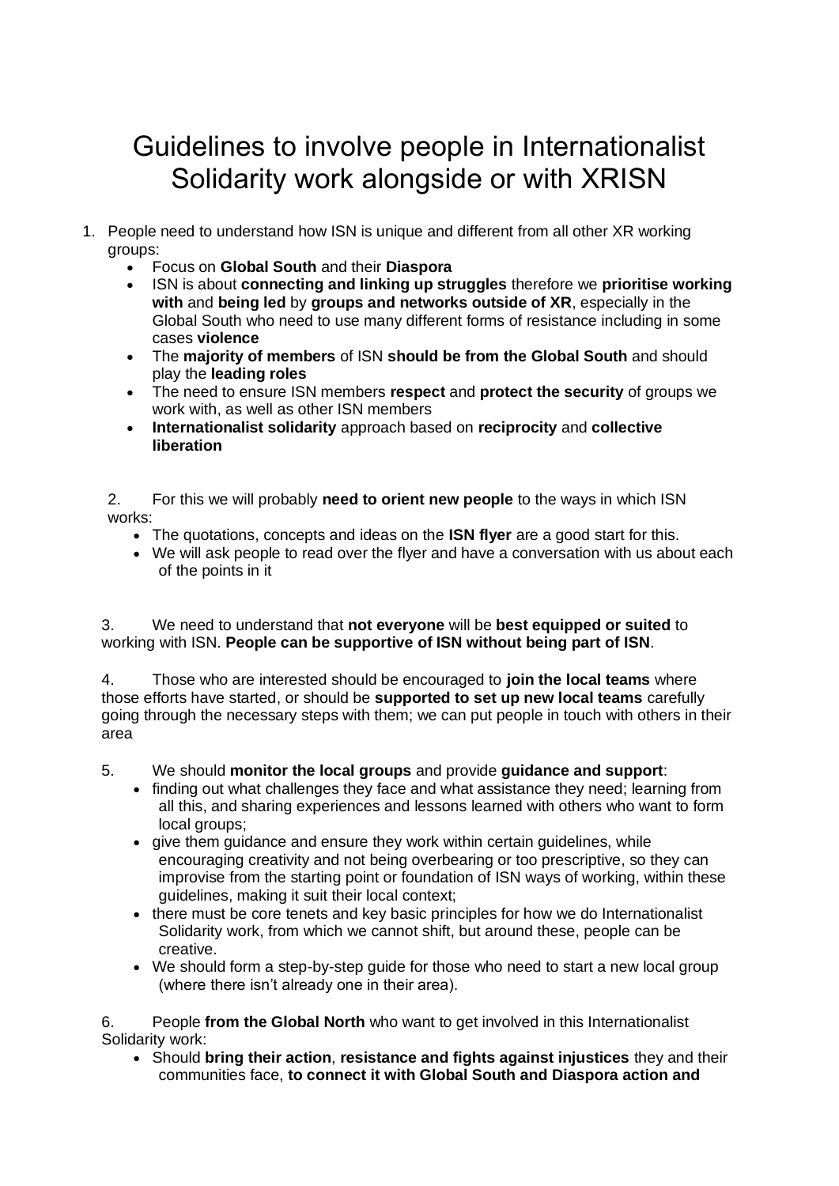# Guidelines to involve people in Internationalist Solidarity work alongside or with XRISN

1. People need to understand how ISN is unique and different from all other XR working groups:
   - Focus on **Global South** and their **Diaspora**
   - ISN is about **connecting and linking up struggles** therefore we **prioritise working with** and **being led** by **groups and networks outside of XR**, especially in the Global South who need to use many different forms of resistance including in some cases **violence**
   - The **majority of members** of ISN **should be from the Global South** and should play the **leading roles**
   - The need to ensure ISN members **respect** and **protect the security** of groups we work with, as well as other ISN members
   - **Internationalist solidarity** approach based on **reciprocity** and **collective liberation**

2. For this we will probably **need to orient new people** to the ways in which ISN works:
   - The quotations, concepts and ideas on the **ISN flyer** are a good start for this.
   - We will ask people to read over the flyer and have a conversation with us about each of the points in it

3. We need to understand that **not everyone** will be **best equipped or suited** to working with ISN. **People can be supportive of ISN without being part of ISN**.

4. Those who are interested should be encouraged to **join the local teams** where those efforts have started, or should be **supported to set up new local teams** carefully going through the necessary steps with them; we can put people in touch with others in their area

5. We should **monitor the local groups** and provide **guidance and support**:
   - finding out what challenges they face and what assistance they need; learning from all this, and sharing experiences and lessons learned with others who want to form local groups;
   - give them guidance and ensure they work within certain guidelines, while encouraging creativity and not being overbearing or too prescriptive, so they can improvise from the starting point or foundation of ISN ways of working, within these guidelines, making it suit their local context;
   - there must be core tenets and key basic principles for how we do Internationalist Solidarity work, from which we cannot shift, but around these, people can be creative.
   - We should form a step-by-step guide for those who need to start a new local group (where there isn't already one in their area).

6. People **from the Global North** who want to get involved in this Internationalist Solidarity work:
   - Should **bring their action**, **resistance and fights against injustices** they and their communities face, **to connect it with Global South and Diaspora action and**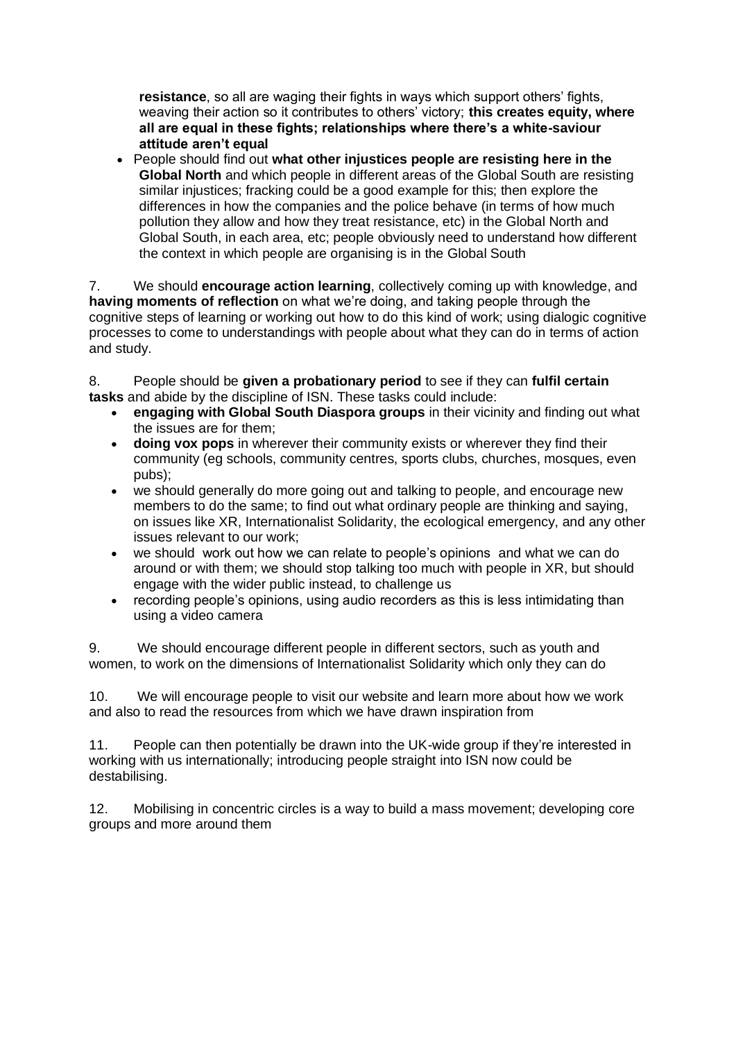**resistance**, so all are waging their fights in ways which support others' fights, weaving their action so it contributes to others' victory; **this creates equity, where all are equal in these fights; relationships where there's a white-saviour attitude aren't equal**

- People should find out **what other injustices people are resisting here in the Global North** and which people in different areas of the Global South are resisting similar injustices; fracking could be a good example for this; then explore the differences in how the companies and the police behave (in terms of how much pollution they allow and how they treat resistance, etc) in the Global North and Global South, in each area, etc; people obviously need to understand how different the context in which people are organising is in the Global South

7. We should **encourage action learning**, collectively coming up with knowledge, and **having moments of reflection** on what we're doing, and taking people through the cognitive steps of learning or working out how to do this kind of work; using dialogic cognitive processes to come to understandings with people about what they can do in terms of action and study.

8. People should be **given a probationary period** to see if they can **fulfil certain tasks** and abide by the discipline of ISN. These tasks could include:
   - **engaging with Global South Diaspora groups** in their vicinity and finding out what the issues are for them;
   - **doing vox pops** in wherever their community exists or wherever they find their community (eg schools, community centres, sports clubs, churches, mosques, even pubs);
   - we should generally do more going out and talking to people, and encourage new members to do the same; to find out what ordinary people are thinking and saying, on issues like XR, Internationalist Solidarity, the ecological emergency, and any other issues relevant to our work;
   - we should work out how we can relate to people's opinions and what we can do around or with them; we should stop talking too much with people in XR, but should engage with the wider public instead, to challenge us
   - recording people's opinions, using audio recorders as this is less intimidating than using a video camera

9. We should encourage different people in different sectors, such as youth and women, to work on the dimensions of Internationalist Solidarity which only they can do

10. We will encourage people to visit our website and learn more about how we work and also to read the resources from which we have drawn inspiration from

11. People can then potentially be drawn into the UK-wide group if they're interested in working with us internationally; introducing people straight into ISN now could be destabilising.

12. Mobilising in concentric circles is a way to build a mass movement; developing core groups and more around them